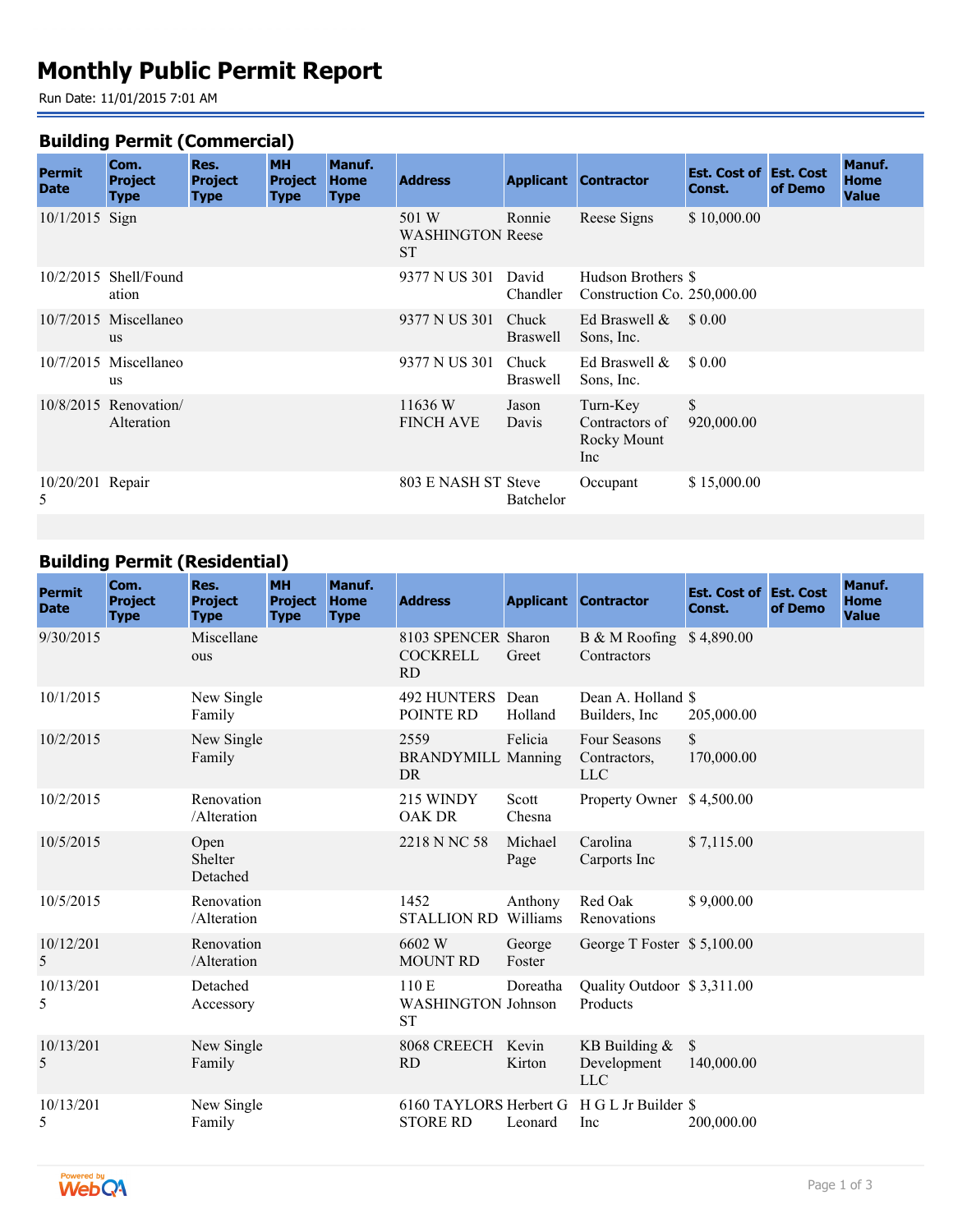# Monthly Public Permit Report

Run Date: 11/01/2015 7:01 AM

## Building Permit (Commercial)

| Permit Date | Com. Project Type | Res. Project Type | MH Project Type | Manuf. Home Type | Address | Applicant | Contractor | Est. Cost of Const. | Est. Cost of Demo | Manuf. Home Value |
|---|---|---|---|---|---|---|---|---|---|---|
| 10/1/2015 | Sign | | | | 501 W WASHINGTON ST | Ronnie Reese | Reese Signs | $ 10,000.00 | | |
| 10/2/2015 | Shell/Foundation | | | | 9377 N US 301 | David Chandler | Hudson Brothers Construction Co. | $ 250,000.00 | | |
| 10/7/2015 | Miscellaneous | | | | 9377 N US 301 | Chuck Braswell | Ed Braswell & Sons, Inc. | $ 0.00 | | |
| 10/7/2015 | Miscellaneous | | | | 9377 N US 301 | Chuck Braswell | Ed Braswell & Sons, Inc. | $ 0.00 | | |
| 10/8/2015 | Renovation/ Alteration | | | | 11636 W FINCH AVE | Jason Davis | Turn-Key Contractors of Rocky Mount Inc | $ 920,000.00 | | |
| 10/20/2015 | Repair | | | | 803 E NASH ST | Steve Batchelor | Occupant | $ 15,000.00 | | |

## Building Permit (Residential)

| Permit Date | Com. Project Type | Res. Project Type | MH Project Type | Manuf. Home Type | Address | Applicant | Contractor | Est. Cost of Const. | Est. Cost of Demo | Manuf. Home Value |
|---|---|---|---|---|---|---|---|---|---|---|
| 9/30/2015 | | Miscellaneous | | | 8103 SPENCER COCKRELL RD | Sharon Greet | B & M Roofing Contractors | $ 4,890.00 | | |
| 10/1/2015 | | New Single Family | | | 492 HUNTERS POINTE RD | Dean Holland | Dean A. Holland Builders, Inc | $ 205,000.00 | | |
| 10/2/2015 | | New Single Family | | | 2559 BRANDYMILL DR | Felicia Manning | Four Seasons Contractors, LLC | $ 170,000.00 | | |
| 10/2/2015 | | Renovation /Alteration | | | 215 WINDY OAK DR | Scott Chesna | Property Owner | $ 4,500.00 | | |
| 10/5/2015 | | Open Shelter Detached | | | 2218 N NC 58 | Michael Page | Carolina Carports Inc | $ 7,115.00 | | |
| 10/5/2015 | | Renovation /Alteration | | | 1452 STALLION RD | Anthony Williams | Red Oak Renovations | $ 9,000.00 | | |
| 10/12/2015 | | Renovation /Alteration | | | 6602 W MOUNT RD | George Foster | George T Foster | $ 5,100.00 | | |
| 10/13/2015 | | Detached Accessory | | | 110 E WASHINGTON ST | Doreatha Johnson | Quality Outdoor Products | $ 3,311.00 | | |
| 10/13/2015 | | New Single Family | | | 8068 CREECH RD | Kevin Kirton | KB Building & Development LLC | $ 140,000.00 | | |
| 10/13/2015 | | New Single Family | | | 6160 TAYLORS STORE RD | Herbert G Leonard | H G L Jr Builder Inc | $ 200,000.00 | | |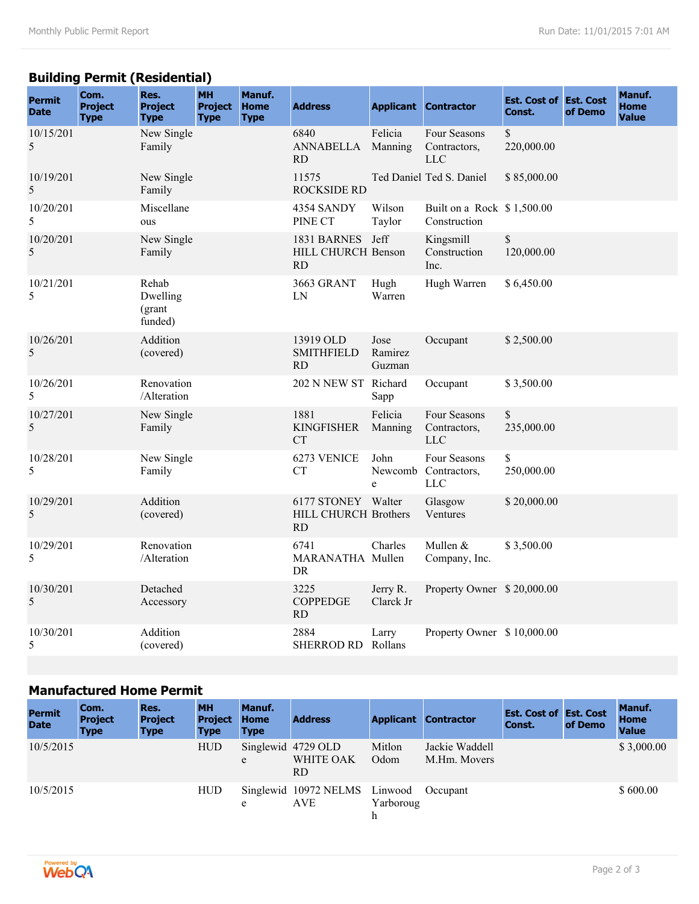## Building Permit (Residential)

| Permit Date | Com. Project Type | Res. Project Type | MH Project Type | Manuf. Home Type | Address | Applicant | Contractor | Est. Cost of Const. | Est. Cost of Demo | Manuf. Home Value |
|---|---|---|---|---|---|---|---|---|---|---|
| 10/15/2015 | | New Single Family | | | 6840 ANNABELLA RD | Felicia Manning | Four Seasons Contractors, LLC | $ 220,000.00 | | |
| 10/19/2015 | | New Single Family | | | 11575 ROCKSIDE RD | Ted Daniel | Ted S. Daniel | $ 85,000.00 | | |
| 10/20/2015 | | Miscellaneous | | | 4354 SANDY PINE CT | Wilson Taylor | Built on a Rock Construction | $ 1,500.00 | | |
| 10/20/2015 | | New Single Family | | | 1831 BARNES HILL CHURCH RD | Jeff Benson | Kingsmill Construction Inc. | $ 120,000.00 | | |
| 10/21/2015 | | Rehab Dwelling (grant funded) | | | 3663 GRANT LN | Hugh Warren | Hugh Warren | $ 6,450.00 | | |
| 10/26/2015 | | Addition (covered) | | | 13919 OLD SMITHFIELD RD | Jose Ramirez Guzman | Occupant | $ 2,500.00 | | |
| 10/26/2015 | | Renovation /Alteration | | | 202 N NEW ST | Richard Sapp | Occupant | $ 3,500.00 | | |
| 10/27/2015 | | New Single Family | | | 1881 KINGFISHER CT | Felicia Manning | Four Seasons Contractors, LLC | $ 235,000.00 | | |
| 10/28/2015 | | New Single Family | | | 6273 VENICE CT | John Newcombe | Four Seasons Contractors, LLC | $ 250,000.00 | | |
| 10/29/2015 | | Addition (covered) | | | 6177 STONEY HILL CHURCH RD | Walter Brothers | Glasgow Ventures | $ 20,000.00 | | |
| 10/29/2015 | | Renovation /Alteration | | | 6741 MARANATHA DR | Charles Mullen | Mullen & Company, Inc. | $ 3,500.00 | | |
| 10/30/2015 | | Detached Accessory | | | 3225 COPPEDGE RD | Jerry R. Clarck Jr | Property Owner | $ 20,000.00 | | |
| 10/30/2015 | | Addition (covered) | | | 2884 SHERROD RD | Larry Rollans | Property Owner | $ 10,000.00 | | |

## Manufactured Home Permit

| Permit Date | Com. Project Type | Res. Project Type | MH Project Type | Manuf. Home Type | Address | Applicant | Contractor | Est. Cost of Const. | Est. Cost of Demo | Manuf. Home Value |
|---|---|---|---|---|---|---|---|---|---|---|
| 10/5/2015 | | | HUD | Singlewide | 4729 OLD WHITE OAK RD | Mitlon Odom | Jackie Waddell M.Hm. Movers | | | $ 3,000.00 |
| 10/5/2015 | | | HUD | Singlewide | 10972 NELMS AVE | Linwood Yarborough | Occupant | | | $ 600.00 |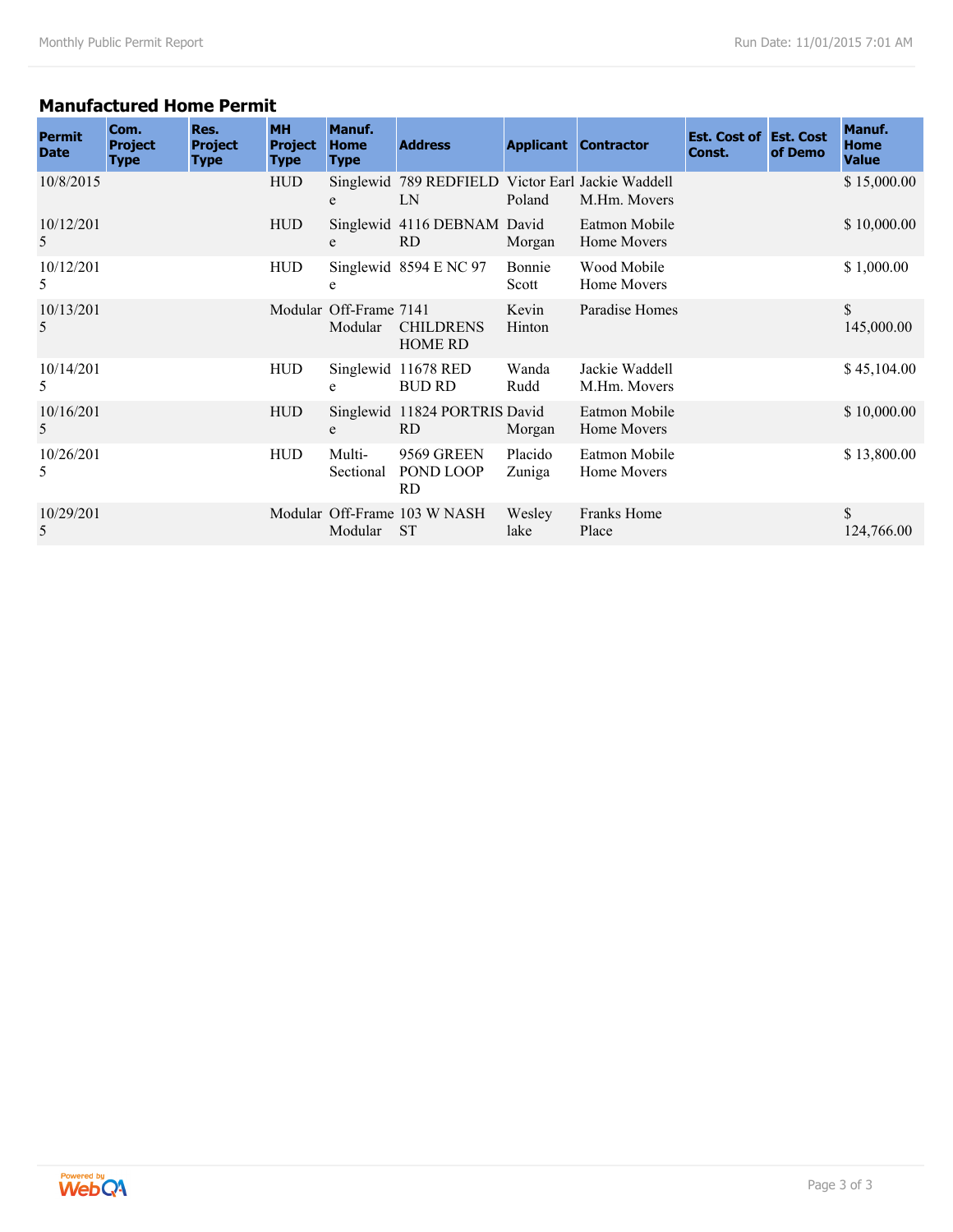## Manufactured Home Permit

| Permit Date | Com. Project Type | Res. Project Type | MH Project Type | Manuf. Home Type | Address | Applicant | Contractor | Est. Cost of Const. | Est. Cost of Demo | Manuf. Home Value |
|---|---|---|---|---|---|---|---|---|---|---|
| 10/8/2015 | | | HUD | Singlewide | 789 REDFIELD LN | Victor Earl Poland | Jackie Waddell M.Hm. Movers | | | $ 15,000.00 |
| 10/12/2015 | | | HUD | Singlewide | 4116 DEBNAM RD | David Morgan | Eatmon Mobile Home Movers | | | $ 10,000.00 |
| 10/12/2015 | | | HUD | Singlewide | 8594 E NC 97 | Bonnie Scott | Wood Mobile Home Movers | | | $ 1,000.00 |
| 10/13/2015 | | | Modular | Off-Frame Modular | 7141 CHILDRENS HOME RD | Kevin Hinton | Paradise Homes | | | $ 145,000.00 |
| 10/14/2015 | | | HUD | Singlewide | 11678 RED BUD RD | Wanda Rudd | Jackie Waddell M.Hm. Movers | | | $ 45,104.00 |
| 10/16/2015 | | | HUD | Singlewide | 11824 PORTRIS RD | David Morgan | Eatmon Mobile Home Movers | | | $ 10,000.00 |
| 10/26/2015 | | | HUD | Multi-Sectional | 9569 GREEN POND LOOP RD | Placido Zuniga | Eatmon Mobile Home Movers | | | $ 13,800.00 |
| 10/29/2015 | | | Modular | Off-Frame Modular | 103 W NASH ST | Wesley lake | Franks Home Place | | | $ 124,766.00 |